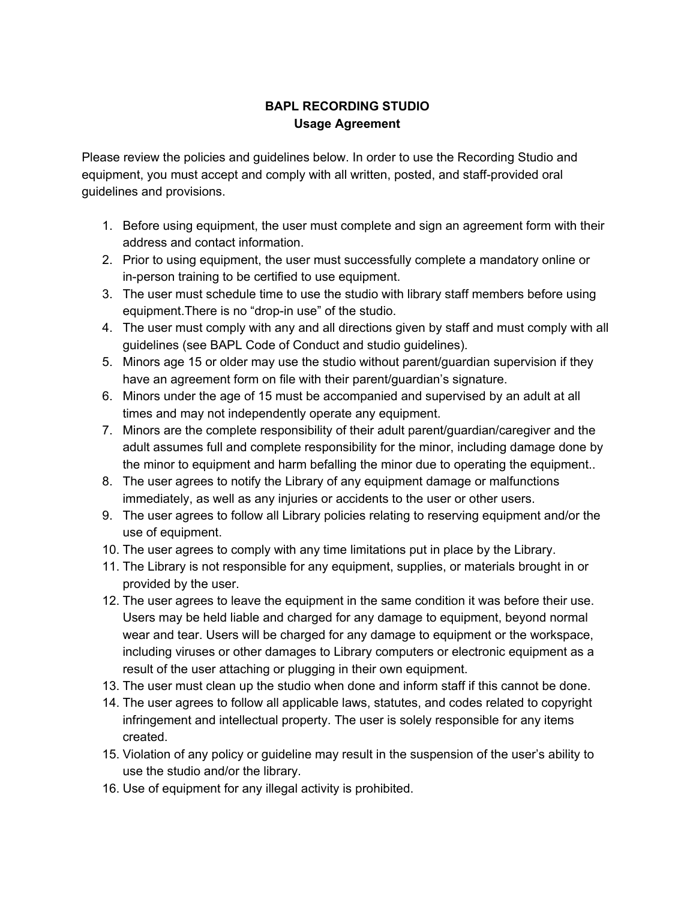**BAPL RECORDING STUDIO**
**Usage Agreement**

Please review the policies and guidelines below. In order to use the Recording Studio and equipment, you must accept and comply with all written, posted, and staff-provided oral guidelines and provisions.

1. Before using equipment, the user must complete and sign an agreement form with their address and contact information.
2. Prior to using equipment, the user must successfully complete a mandatory online or in-person training to be certified to use equipment.
3. The user must schedule time to use the studio with library staff members before using equipment.There is no "drop-in use" of the studio.
4. The user must comply with any and all directions given by staff and must comply with all guidelines (see BAPL Code of Conduct and studio guidelines).
5. Minors age 15 or older may use the studio without parent/guardian supervision if they have an agreement form on file with their parent/guardian's signature.
6. Minors under the age of 15 must be accompanied and supervised by an adult at all times and may not independently operate any equipment.
7. Minors are the complete responsibility of their adult parent/guardian/caregiver and the adult assumes full and complete responsibility for the minor, including damage done by the minor to equipment and harm befalling the minor due to operating the equipment..
8. The user agrees to notify the Library of any equipment damage or malfunctions immediately, as well as any injuries or accidents to the user or other users.
9. The user agrees to follow all Library policies relating to reserving equipment and/or the use of equipment.
10. The user agrees to comply with any time limitations put in place by the Library.
11. The Library is not responsible for any equipment, supplies, or materials brought in or provided by the user.
12. The user agrees to leave the equipment in the same condition it was before their use. Users may be held liable and charged for any damage to equipment, beyond normal wear and tear. Users will be charged for any damage to equipment or the workspace, including viruses or other damages to Library computers or electronic equipment as a result of the user attaching or plugging in their own equipment.
13. The user must clean up the studio when done and inform staff if this cannot be done.
14. The user agrees to follow all applicable laws, statutes, and codes related to copyright infringement and intellectual property. The user is solely responsible for any items created.
15. Violation of any policy or guideline may result in the suspension of the user's ability to use the studio and/or the library.
16. Use of equipment for any illegal activity is prohibited.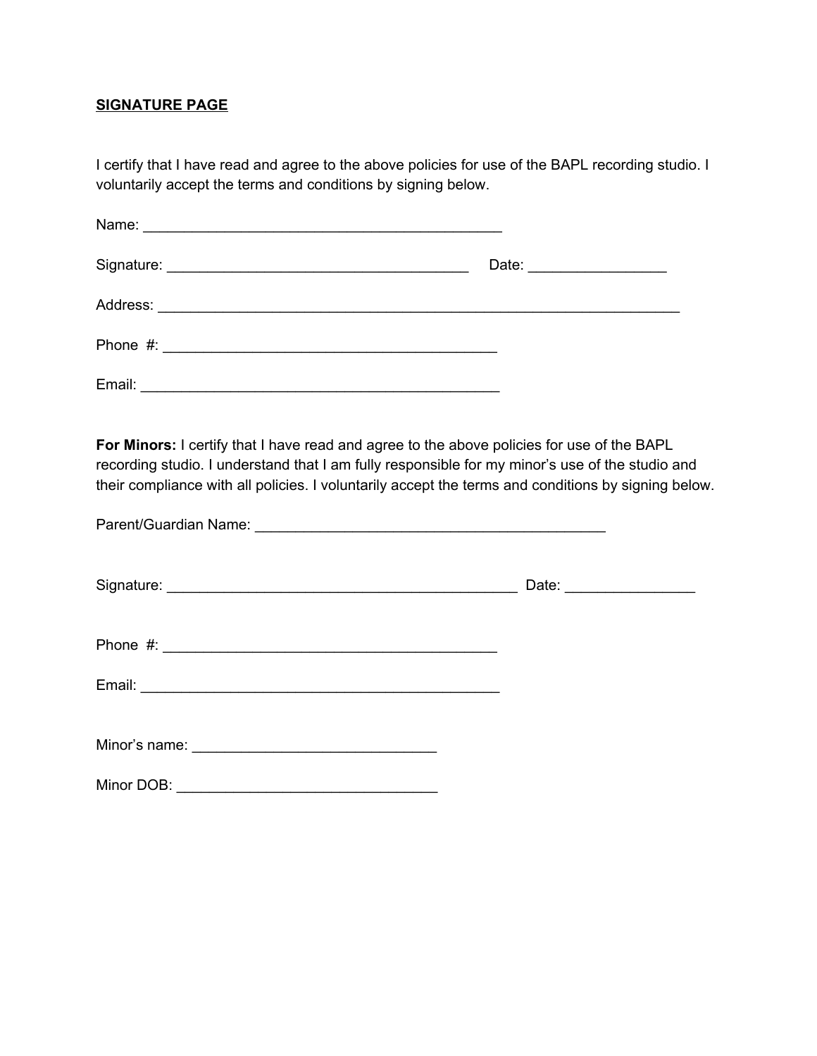**SIGNATURE PAGE**

I certify that I have read and agree to the above policies for use of the BAPL recording studio. I voluntarily accept the terms and conditions by signing below.

Name: _____________________________________________

Signature: _____________________________________ Date: _________________

Address: _________________________________________________________________

Phone #: __________________________________________

Email: _____________________________________________

**For Minors:** I certify that I have read and agree to the above policies for use of the BAPL recording studio. I understand that I am fully responsible for my minor's use of the studio and their compliance with all policies. I voluntarily accept the terms and conditions by signing below.

Parent/Guardian Name: ____________________________________________

Signature: ____________________________________________ Date: ________________

Phone #: __________________________________________

Email: _____________________________________________

Minor's name: ______________________________

Minor DOB: ________________________________